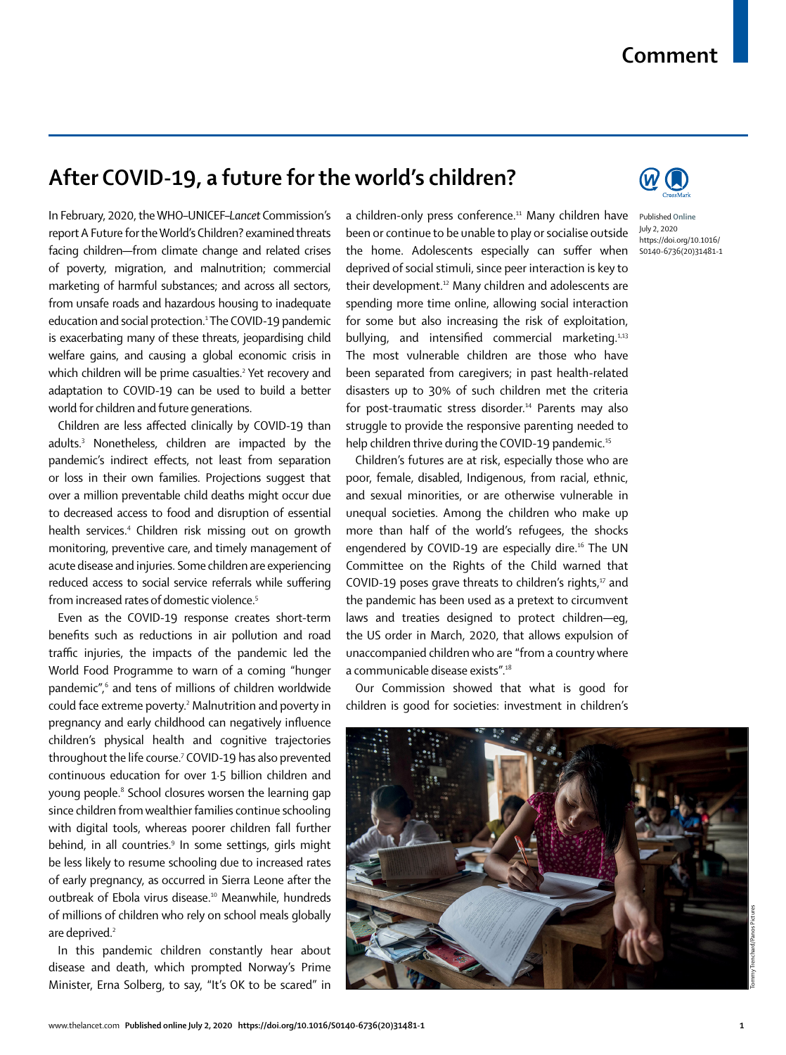# After COVID-19, a future for the world's children?

Published Online July 2, 2020 https://doi.org/10.1016/S0140-6736(20)31481-1

In February, 2020, the WHO–UNICEF–*Lancet* Commission's report A Future for the World's Children? examined threats facing children—from climate change and related crises of poverty, migration, and malnutrition; commercial marketing of harmful substances; and across all sectors, from unsafe roads and hazardous housing to inadequate education and social protection.[1] The COVID-19 pandemic is exacerbating many of these threats, jeopardising child welfare gains, and causing a global economic crisis in which children will be prime casualties.[2] Yet recovery and adaptation to COVID-19 can be used to build a better world for children and future generations.

Children are less affected clinically by COVID-19 than adults.[3] Nonetheless, children are impacted by the pandemic's indirect effects, not least from separation or loss in their own families. Projections suggest that over a million preventable child deaths might occur due to decreased access to food and disruption of essential health services.[4] Children risk missing out on growth monitoring, preventive care, and timely management of acute disease and injuries. Some children are experiencing reduced access to social service referrals while suffering from increased rates of domestic violence.[5]

Even as the COVID-19 response creates short-term benefits such as reductions in air pollution and road traffic injuries, the impacts of the pandemic led the World Food Programme to warn of a coming "hunger pandemic",[6] and tens of millions of children worldwide could face extreme poverty.[2] Malnutrition and poverty in pregnancy and early childhood can negatively influence children's physical health and cognitive trajectories throughout the life course.[7] COVID-19 has also prevented continuous education for over 1·5 billion children and young people.[8] School closures worsen the learning gap since children from wealthier families continue schooling with digital tools, whereas poorer children fall further behind, in all countries.[9] In some settings, girls might be less likely to resume schooling due to increased rates of early pregnancy, as occurred in Sierra Leone after the outbreak of Ebola virus disease.[10] Meanwhile, hundreds of millions of children who rely on school meals globally are deprived.[2]

In this pandemic children constantly hear about disease and death, which prompted Norway's Prime Minister, Erna Solberg, to say, "It's OK to be scared" in a children-only press conference.[11] Many children have been or continue to be unable to play or socialise outside the home. Adolescents especially can suffer when deprived of social stimuli, since peer interaction is key to their development.[12] Many children and adolescents are spending more time online, allowing social interaction for some but also increasing the risk of exploitation, bullying, and intensified commercial marketing.[1,13] The most vulnerable children are those who have been separated from caregivers; in past health-related disasters up to 30% of such children met the criteria for post-traumatic stress disorder.[14] Parents may also struggle to provide the responsive parenting needed to help children thrive during the COVID-19 pandemic.[15]

Children's futures are at risk, especially those who are poor, female, disabled, Indigenous, from racial, ethnic, and sexual minorities, or are otherwise vulnerable in unequal societies. Among the children who make up more than half of the world's refugees, the shocks engendered by COVID-19 are especially dire.[16] The UN Committee on the Rights of the Child warned that COVID-19 poses grave threats to children's rights,[17] and the pandemic has been used as a pretext to circumvent laws and treaties designed to protect children—eg, the US order in March, 2020, that allows expulsion of unaccompanied children who are "from a country where a communicable disease exists".[18]

Our Commission showed that what is good for children is good for societies: investment in children's

Tommy Trenchard/Panos Pictures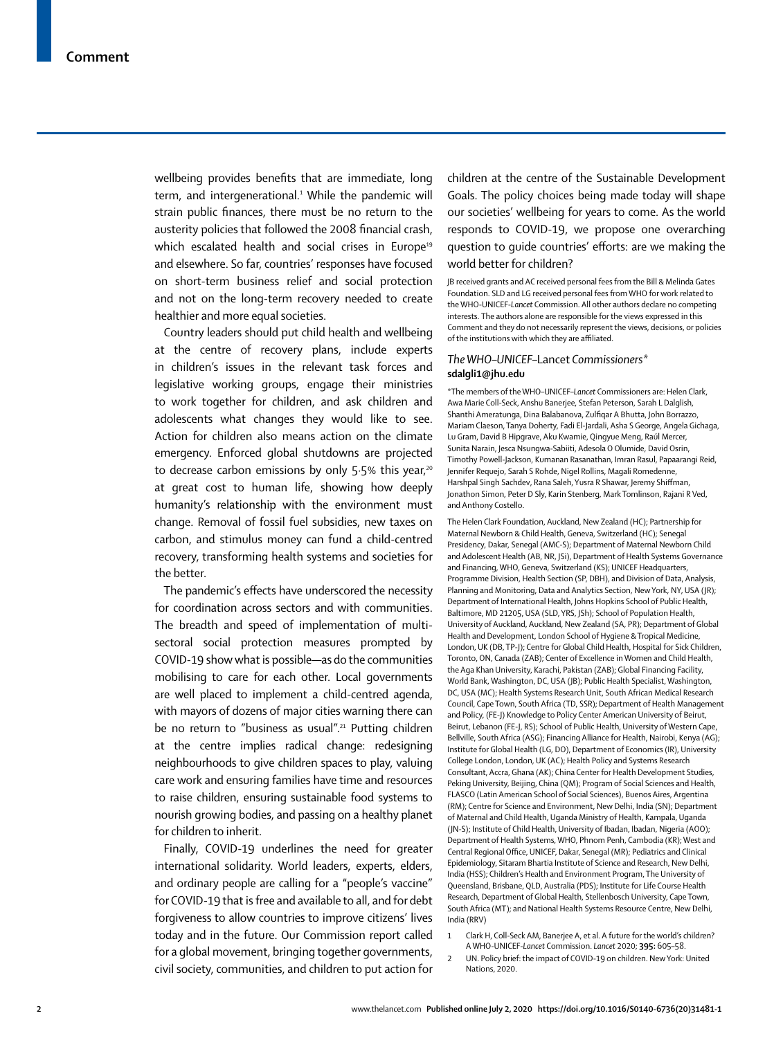wellbeing provides benefits that are immediate, long term, and intergenerational.[1] While the pandemic will strain public finances, there must be no return to the austerity policies that followed the 2008 financial crash, which escalated health and social crises in Europe[19] and elsewhere. So far, countries' responses have focused on short-term business relief and social protection and not on the long-term recovery needed to create healthier and more equal societies.

Country leaders should put child health and wellbeing at the centre of recovery plans, include experts in children's issues in the relevant task forces and legislative working groups, engage their ministries to work together for children, and ask children and adolescents what changes they would like to see. Action for children also means action on the climate emergency. Enforced global shutdowns are projected to decrease carbon emissions by only 5·5% this year,[20] at great cost to human life, showing how deeply humanity's relationship with the environment must change. Removal of fossil fuel subsidies, new taxes on carbon, and stimulus money can fund a child-centred recovery, transforming health systems and societies for the better.

The pandemic's effects have underscored the necessity for coordination across sectors and with communities. The breadth and speed of implementation of multisectoral social protection measures prompted by COVID-19 show what is possible—as do the communities mobilising to care for each other. Local governments are well placed to implement a child-centred agenda, with mayors of dozens of major cities warning there can be no return to "business as usual".[21] Putting children at the centre implies radical change: redesigning neighbourhoods to give children spaces to play, valuing care work and ensuring families have time and resources to raise children, ensuring sustainable food systems to nourish growing bodies, and passing on a healthy planet for children to inherit.

Finally, COVID-19 underlines the need for greater international solidarity. World leaders, experts, elders, and ordinary people are calling for a "people's vaccine" for COVID-19 that is free and available to all, and for debt forgiveness to allow countries to improve citizens' lives today and in the future. Our Commission report called for a global movement, bringing together governments, civil society, communities, and children to put action for children at the centre of the Sustainable Development Goals. The policy choices being made today will shape our societies' wellbeing for years to come. As the world responds to COVID-19, we propose one overarching question to guide countries' efforts: are we making the world better for children?

JB received grants and AC received personal fees from the Bill & Melinda Gates Foundation. SLD and LG received personal fees from WHO for work related to the WHO-UNICEF-*Lancet* Commission. All other authors declare no competing interests. The authors alone are responsible for the views expressed in this Comment and they do not necessarily represent the views, decisions, or policies of the institutions with which they are affiliated.

*The WHO–UNICEF–*Lancet* Commissioners**
**sdalgli1@jhu.edu**

*The members of the WHO–UNICEF–*Lancet* Commissioners are: Helen Clark, Awa Marie Coll-Seck, Anshu Banerjee, Stefan Peterson, Sarah L Dalglish, Shanthi Ameratunga, Dina Balabanova, Zulfiqar A Bhutta, John Borrazzo, Mariam Claeson, Tanya Doherty, Fadi El-Jardali, Asha S George, Angela Gichaga, Lu Gram, David B Hipgrave, Aku Kwamie, Qingyue Meng, Raúl Mercer, Sunita Narain, Jesca Nsungwa-Sabiiti, Adesola O Olumide, David Osrin, Timothy Powell-Jackson, Kumanan Rasanathan, Imran Rasul, Papaarangi Reid, Jennifer Requejo, Sarah S Rohde, Nigel Rollins, Magali Romedenne, Harshpal Singh Sachdev, Rana Saleh, Yusra R Shawar, Jeremy Shiffman, Jonathon Simon, Peter D Sly, Karin Stenberg, Mark Tomlinson, Rajani R Ved, and Anthony Costello.

The Helen Clark Foundation, Auckland, New Zealand (HC); Partnership for Maternal Newborn & Child Health, Geneva, Switzerland (HC); Senegal Presidency, Dakar, Senegal (AMC-S); Department of Maternal Newborn Child and Adolescent Health (AB, NR, JSi), Department of Health Systems Governance and Financing, WHO, Geneva, Switzerland (KS); UNICEF Headquarters, Programme Division, Health Section (SP, DBH), and Division of Data, Analysis, Planning and Monitoring, Data and Analytics Section, New York, NY, USA (JR); Department of International Health, Johns Hopkins School of Public Health, Baltimore, MD 21205, USA (SLD, YRS, JSh); School of Population Health, University of Auckland, Auckland, New Zealand (SA, PR); Department of Global Health and Development, London School of Hygiene & Tropical Medicine, London, UK (DB, TP-J); Centre for Global Child Health, Hospital for Sick Children, Toronto, ON, Canada (ZAB); Center of Excellence in Women and Child Health, the Aga Khan University, Karachi, Pakistan (ZAB); Global Financing Facility, World Bank, Washington, DC, USA (MC); Public Health Specialist, Washington, DC, USA (JB); Health Systems Research Unit, South African Medical Research Council, Cape Town, South Africa (TD, SSR); Department of Health Management and Policy, (FE-J) Knowledge to Policy Center American University of Beirut, Beirut, Lebanon (FE-J, RS); School of Public Health, University of Western Cape, Bellville, South Africa (ASG); Financing Alliance for Health, Nairobi, Kenya (AG); Institute for Global Health (LG, DO), Department of Economics (IR), University College London, London, UK (AC); Health Policy and Systems Research Consultant, Accra, Ghana (AK); China Center for Health Development Studies, Peking University, Beijing, China (QM); Program of Social Sciences and Health, FLASCO (Latin American School of Social Sciences), Buenos Aires, Argentina (RM); Centre for Science and Environment, New Delhi, India (SN); Department of Maternal and Child Health, Uganda Ministry of Health, Kampala, Uganda (JN-S); Institute of Child Health, University of Ibadan, Ibadan, Nigeria (AOO); Department of Health Systems, WHO, Phnom Penh, Cambodia (KR); West and Central Regional Office, UNICEF, Dakar, Senegal (MR); Pediatrics and Clinical Epidemiology, Sitaram Bhartia Institute of Science and Research, New Delhi, India (HSS); Children's Health and Environment Program, The University of Queensland, Brisbane, QLD, Australia (PDS); Institute for Life Course Health Research, Department of Global Health, Stellenbosch University, Cape Town, South Africa (MT); and National Health Systems Resource Centre, New Delhi, India (RRV)

1. Clark H, Coll-Seck AM, Banerjee A, et al. A future for the world's children? A WHO-UNICEF-*Lancet* Commission. *Lancet* 2020; **395:** 605–58.
2. UN. Policy brief: the impact of COVID-19 on children. New York: United Nations, 2020.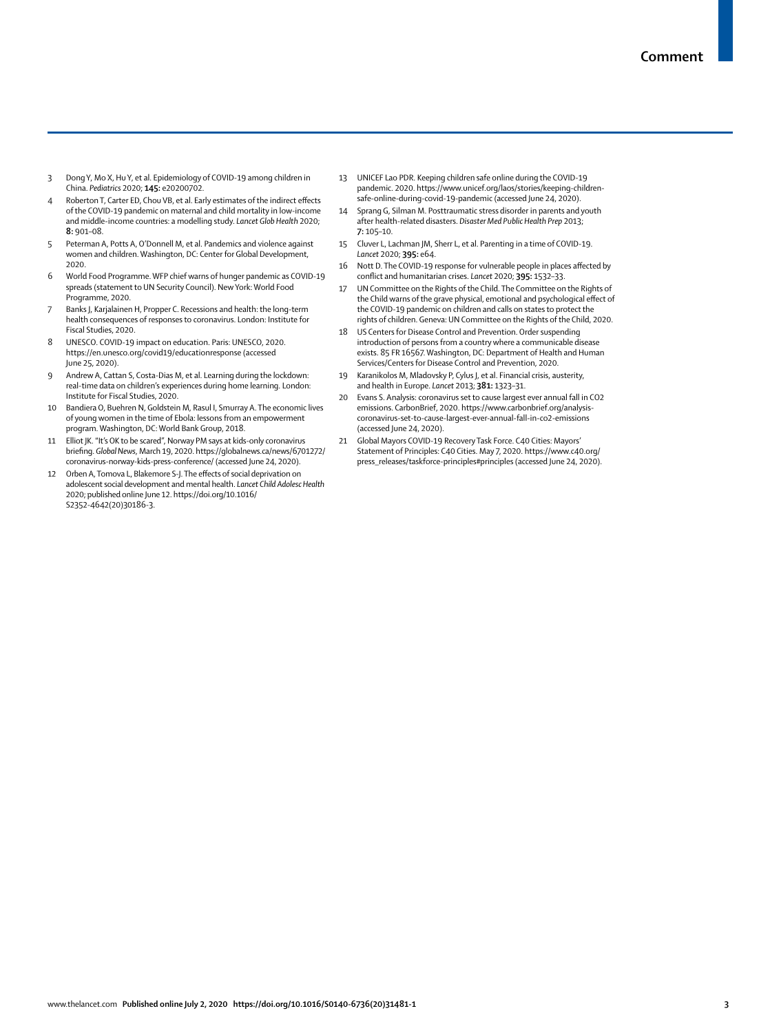3. Dong Y, Mo X, Hu Y, et al. Epidemiology of COVID-19 among children in China. *Pediatrics* 2020; **145:** e20200702.
4. Roberton T, Carter ED, Chou VB, et al. Early estimates of the indirect effects of the COVID-19 pandemic on maternal and child mortality in low-income and middle-income countries: a modelling study. *Lancet Glob Health* 2020; **8:** 901–08.
5. Peterman A, Potts A, O'Donnell M, et al. Pandemics and violence against women and children. Washington, DC: Center for Global Development, 2020.
6. World Food Programme. WFP chief warns of hunger pandemic as COVID-19 spreads (statement to UN Security Council). New York: World Food Programme, 2020.
7. Banks J, Karjalainen H, Propper C. Recessions and health: the long-term health consequences of responses to coronavirus. London: Institute for Fiscal Studies, 2020.
8. UNESCO. COVID-19 impact on education. Paris: UNESCO, 2020. https://en.unesco.org/covid19/educationresponse (accessed June 25, 2020).
9. Andrew A, Cattan S, Costa-Dias M, et al. Learning during the lockdown: real-time data on children's experiences during home learning. London: Institute for Fiscal Studies, 2020.
10. Bandiera O, Buehren N, Goldstein M, Rasul I, Smurray A. The economic lives of young women in the time of Ebola: lessons from an empowerment program. Washington, DC: World Bank Group, 2018.
11. Elliot JK. "It's OK to be scared", Norway PM says at kids-only coronavirus briefing. *Global News*, March 19, 2020. https://globalnews.ca/news/6701272/coronavirus-norway-kids-press-conference/ (accessed June 24, 2020).
12. Orben A, Tomova L, Blakemore S-J. The effects of social deprivation on adolescent social development and mental health. *Lancet Child Adolesc Health* 2020; published online June 12. https://doi.org/10.1016/S2352-4642(20)30186-3.
13. UNICEF Lao PDR. Keeping children safe online during the COVID-19 pandemic. 2020. https://www.unicef.org/laos/stories/keeping-children-safe-online-during-covid-19-pandemic (accessed June 24, 2020).
14. Sprang G, Silman M. Posttraumatic stress disorder in parents and youth after health-related disasters. *Disaster Med Public Health Prep* 2013; **7:** 105–10.
15. Cluver L, Lachman JM, Sherr L, et al. Parenting in a time of COVID-19. *Lancet* 2020; **395:** e64.
16. Nott D. The COVID-19 response for vulnerable people in places affected by conflict and humanitarian crises. *Lancet* 2020; **395:** 1532–33.
17. UN Committee on the Rights of the Child. The Committee on the Rights of the Child warns of the grave physical, emotional and psychological effect of the COVID-19 pandemic on children and calls on states to protect the rights of children. Geneva: UN Committee on the Rights of the Child, 2020.
18. US Centers for Disease Control and Prevention. Order suspending introduction of persons from a country where a communicable disease exists. 85 FR 16567. Washington, DC: Department of Health and Human Services/Centers for Disease Control and Prevention, 2020.
19. Karanikolos M, Mladovsky P, Cylus J, et al. Financial crisis, austerity, and health in Europe. *Lancet* 2013; **381:** 1323–31.
20. Evans S. Analysis: coronavirus set to cause largest ever annual fall in CO2 emissions. CarbonBrief, 2020. https://www.carbonbrief.org/analysis-coronavirus-set-to-cause-largest-ever-annual-fall-in-co2-emissions (accessed June 24, 2020).
21. Global Mayors COVID-19 Recovery Task Force. C40 Cities: Mayors' Statement of Principles: C40 Cities. May 7, 2020. https://www.c40.org/press_releases/taskforce-principles#principles (accessed June 24, 2020).